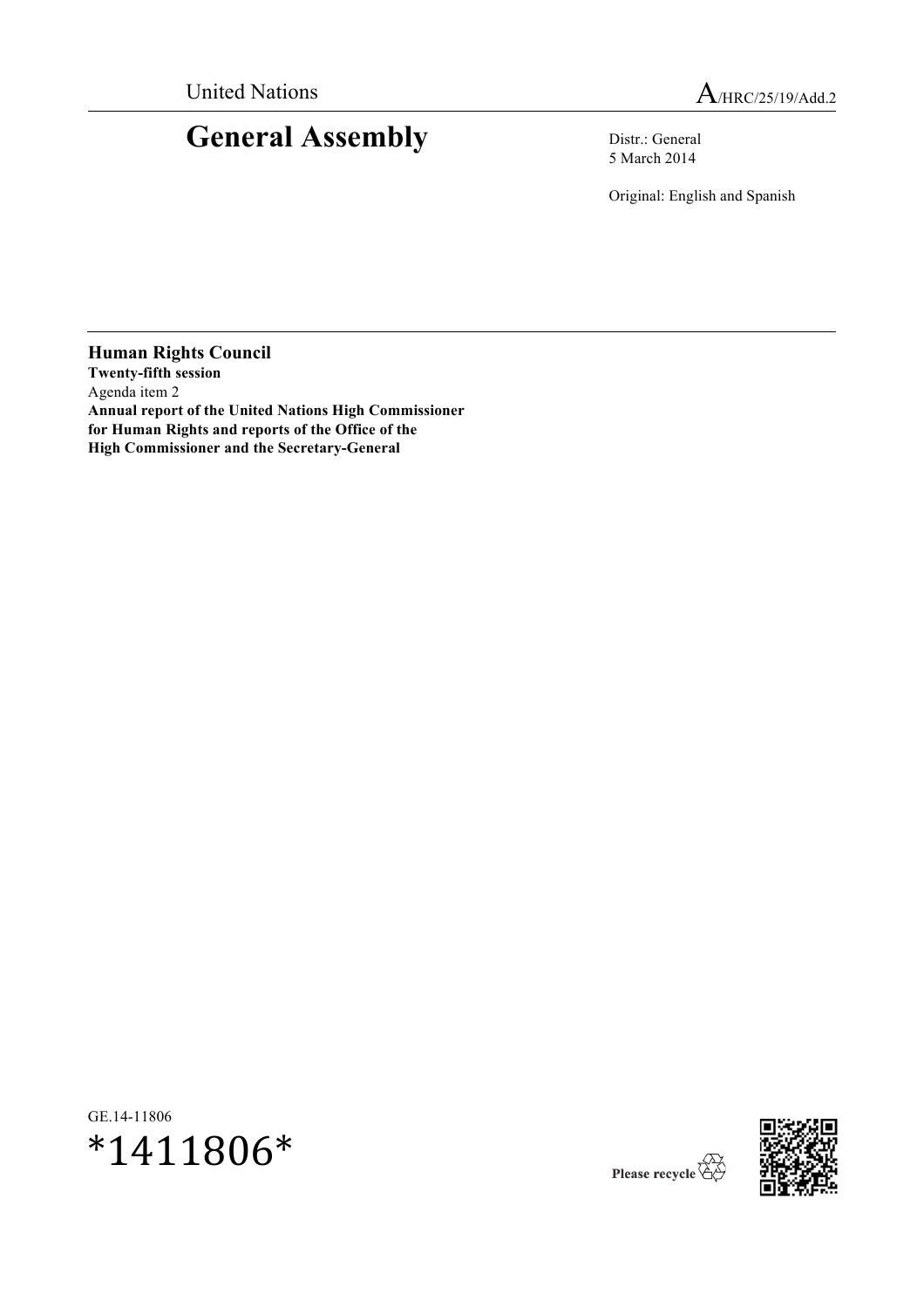United Nations

A/HRC/25/19/Add.2

# General Assembly

Distr.: General
5 March 2014

Original: English and Spanish

**Human Rights Council**
**Twenty-fifth session**
Agenda item 2
**Annual report of the United Nations High Commissioner for Human Rights and reports of the Office of the High Commissioner and the Secretary-General**

GE.14-11806
*1411806*

Please recycle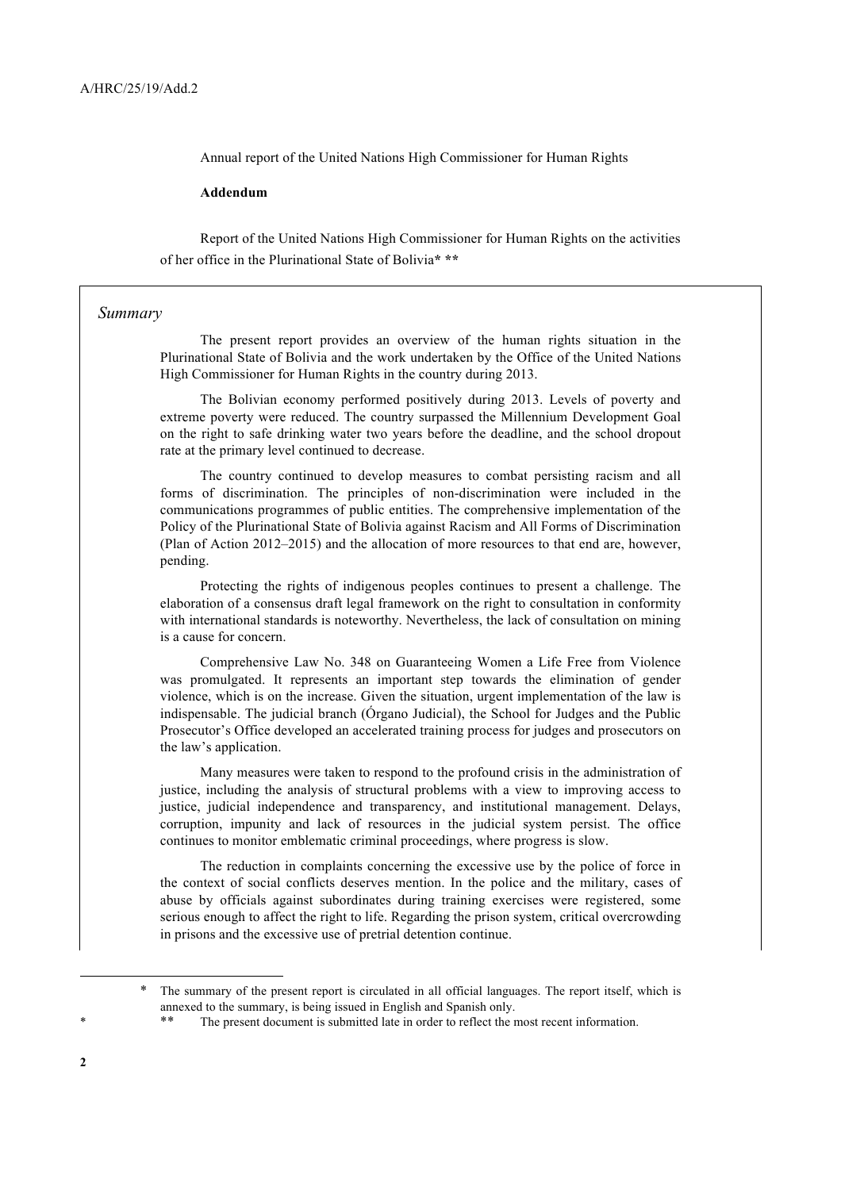Annual report of the United Nations High Commissioner for Human Rights

**Addendum**

Report of the United Nations High Commissioner for Human Rights on the activities of her office in the Plurinational State of Bolivia* **

*Summary*

The present report provides an overview of the human rights situation in the Plurinational State of Bolivia and the work undertaken by the Office of the United Nations High Commissioner for Human Rights in the country during 2013.

The Bolivian economy performed positively during 2013. Levels of poverty and extreme poverty were reduced. The country surpassed the Millennium Development Goal on the right to safe drinking water two years before the deadline, and the school dropout rate at the primary level continued to decrease.

The country continued to develop measures to combat persisting racism and all forms of discrimination. The principles of non-discrimination were included in the communications programmes of public entities. The comprehensive implementation of the Policy of the Plurinational State of Bolivia against Racism and All Forms of Discrimination (Plan of Action 2012–2015) and the allocation of more resources to that end are, however, pending.

Protecting the rights of indigenous peoples continues to present a challenge. The elaboration of a consensus draft legal framework on the right to consultation in conformity with international standards is noteworthy. Nevertheless, the lack of consultation on mining is a cause for concern.

Comprehensive Law No. 348 on Guaranteeing Women a Life Free from Violence was promulgated. It represents an important step towards the elimination of gender violence, which is on the increase. Given the situation, urgent implementation of the law is indispensable. The judicial branch (Órgano Judicial), the School for Judges and the Public Prosecutor's Office developed an accelerated training process for judges and prosecutors on the law's application.

Many measures were taken to respond to the profound crisis in the administration of justice, including the analysis of structural problems with a view to improving access to justice, judicial independence and transparency, and institutional management. Delays, corruption, impunity and lack of resources in the judicial system persist. The office continues to monitor emblematic criminal proceedings, where progress is slow.

The reduction in complaints concerning the excessive use by the police of force in the context of social conflicts deserves mention. In the police and the military, cases of abuse by officials against subordinates during training exercises were registered, some serious enough to affect the right to life. Regarding the prison system, critical overcrowding in prisons and the excessive use of pretrial detention continue.

---

\* The summary of the present report is circulated in all official languages. The report itself, which is annexed to the summary, is being issued in English and Spanish only.

\** The present document is submitted late in order to reflect the most recent information.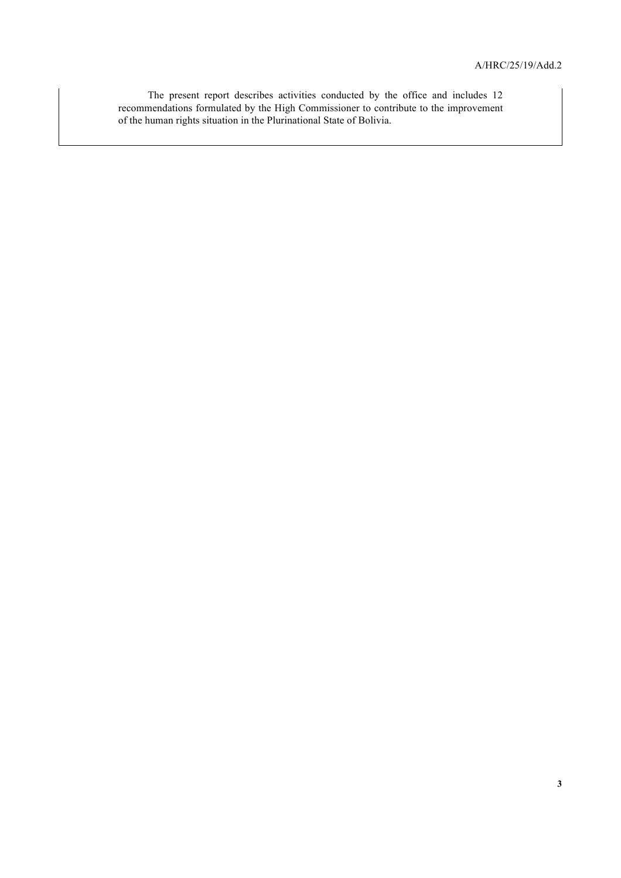The present report describes activities conducted by the office and includes 12 recommendations formulated by the High Commissioner to contribute to the improvement of the human rights situation in the Plurinational State of Bolivia.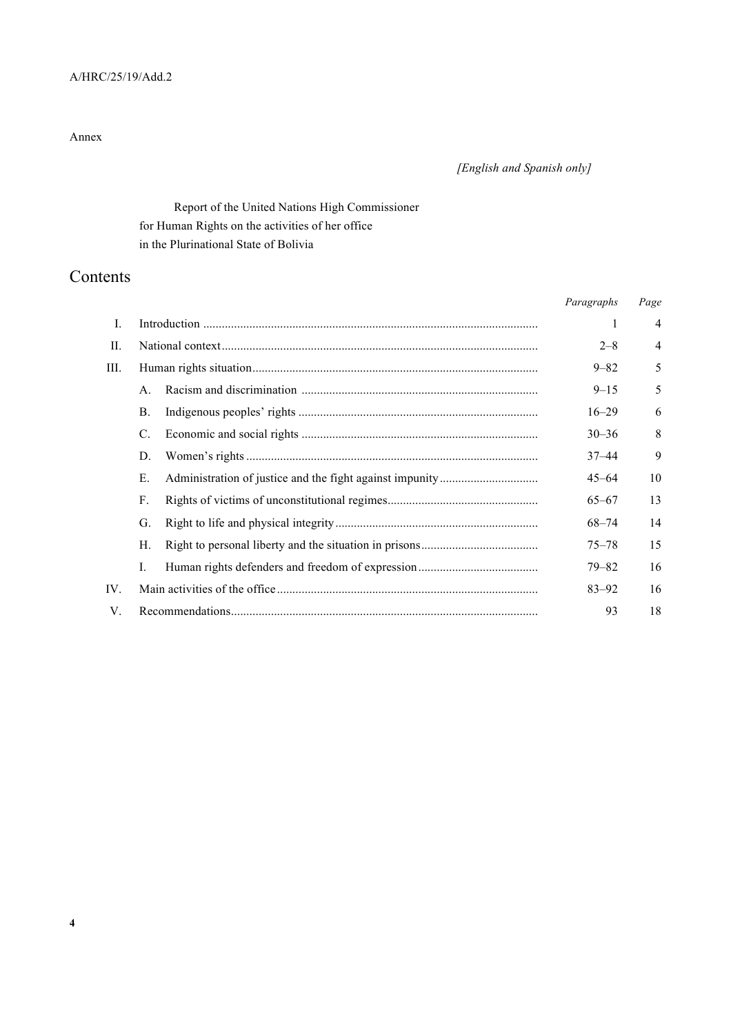Annex

*[English and Spanish only]*

# Report of the United Nations High Commissioner for Human Rights on the activities of her office in the Plurinational State of Bolivia

## Contents

| | | *Paragraphs* | *Page* |
|---|---|---|---|
| I. | Introduction | 1 | 4 |
| II. | National context | 2–8 | 4 |
| III. | Human rights situation | 9–82 | 5 |
| | A. Racism and discrimination | 9–15 | 5 |
| | B. Indigenous peoples' rights | 16–29 | 6 |
| | C. Economic and social rights | 30–36 | 8 |
| | D. Women's rights | 37–44 | 9 |
| | E. Administration of justice and the fight against impunity | 45–64 | 10 |
| | F. Rights of victims of unconstitutional regimes | 65–67 | 13 |
| | G. Right to life and physical integrity | 68–74 | 14 |
| | H. Right to personal liberty and the situation in prisons | 75–78 | 15 |
| | I. Human rights defenders and freedom of expression | 79–82 | 16 |
| IV. | Main activities of the office | 83–92 | 16 |
| V. | Recommendations | 93 | 18 |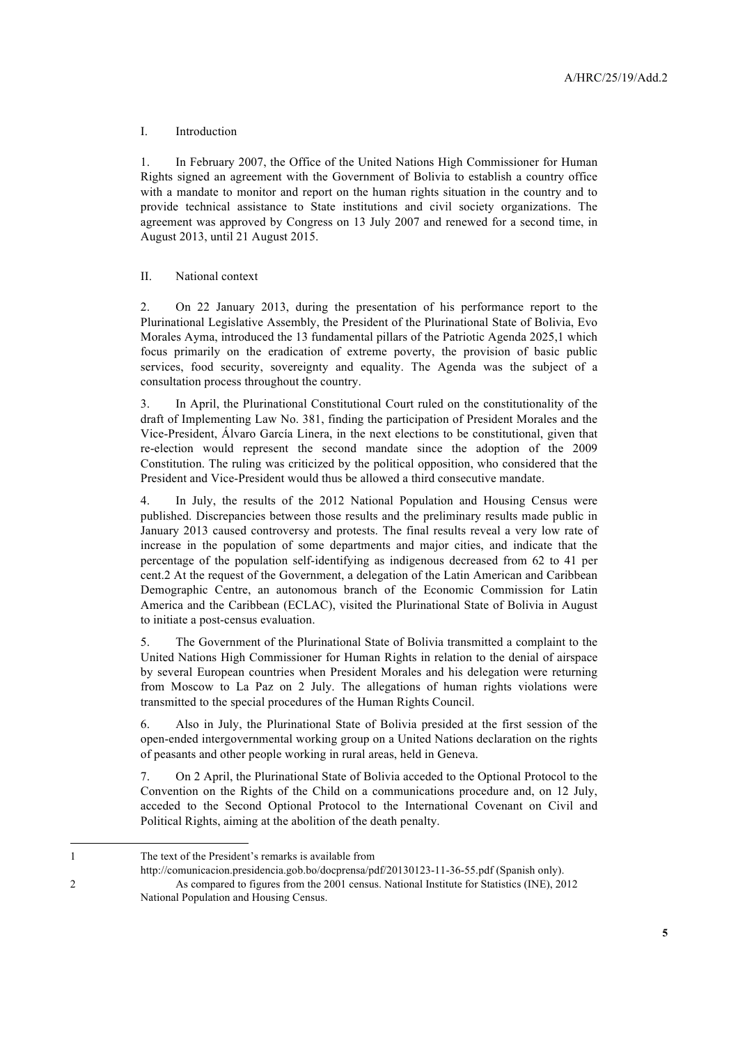## I. Introduction

1. In February 2007, the Office of the United Nations High Commissioner for Human Rights signed an agreement with the Government of Bolivia to establish a country office with a mandate to monitor and report on the human rights situation in the country and to provide technical assistance to State institutions and civil society organizations. The agreement was approved by Congress on 13 July 2007 and renewed for a second time, in August 2013, until 21 August 2015.

## II. National context

2. On 22 January 2013, during the presentation of his performance report to the Plurinational Legislative Assembly, the President of the Plurinational State of Bolivia, Evo Morales Ayma, introduced the 13 fundamental pillars of the Patriotic Agenda 2025,[1] which focus primarily on the eradication of extreme poverty, the provision of basic public services, food security, sovereignty and equality. The Agenda was the subject of a consultation process throughout the country.

3. In April, the Plurinational Constitutional Court ruled on the constitutionality of the draft of Implementing Law No. 381, finding the participation of President Morales and the Vice-President, Álvaro García Linera, in the next elections to be constitutional, given that re-election would represent the second mandate since the adoption of the 2009 Constitution. The ruling was criticized by the political opposition, who considered that the President and Vice-President would thus be allowed a third consecutive mandate.

4. In July, the results of the 2012 National Population and Housing Census were published. Discrepancies between those results and the preliminary results made public in January 2013 caused controversy and protests. The final results reveal a very low rate of increase in the population of some departments and major cities, and indicate that the percentage of the population self-identifying as indigenous decreased from 62 to 41 per cent.[2] At the request of the Government, a delegation of the Latin American and Caribbean Demographic Centre, an autonomous branch of the Economic Commission for Latin America and the Caribbean (ECLAC), visited the Plurinational State of Bolivia in August to initiate a post-census evaluation.

5. The Government of the Plurinational State of Bolivia transmitted a complaint to the United Nations High Commissioner for Human Rights in relation to the denial of airspace by several European countries when President Morales and his delegation were returning from Moscow to La Paz on 2 July. The allegations of human rights violations were transmitted to the special procedures of the Human Rights Council.

6. Also in July, the Plurinational State of Bolivia presided at the first session of the open-ended intergovernmental working group on a United Nations declaration on the rights of peasants and other people working in rural areas, held in Geneva.

7. On 2 April, the Plurinational State of Bolivia acceded to the Optional Protocol to the Convention on the Rights of the Child on a communications procedure and, on 12 July, acceded to the Second Optional Protocol to the International Covenant on Civil and Political Rights, aiming at the abolition of the death penalty.

---

[1] The text of the President's remarks is available from http://comunicacion.presidencia.gob.bo/docprensa/pdf/20130123-11-36-55.pdf (Spanish only).

[2] As compared to figures from the 2001 census. National Institute for Statistics (INE), 2012 National Population and Housing Census.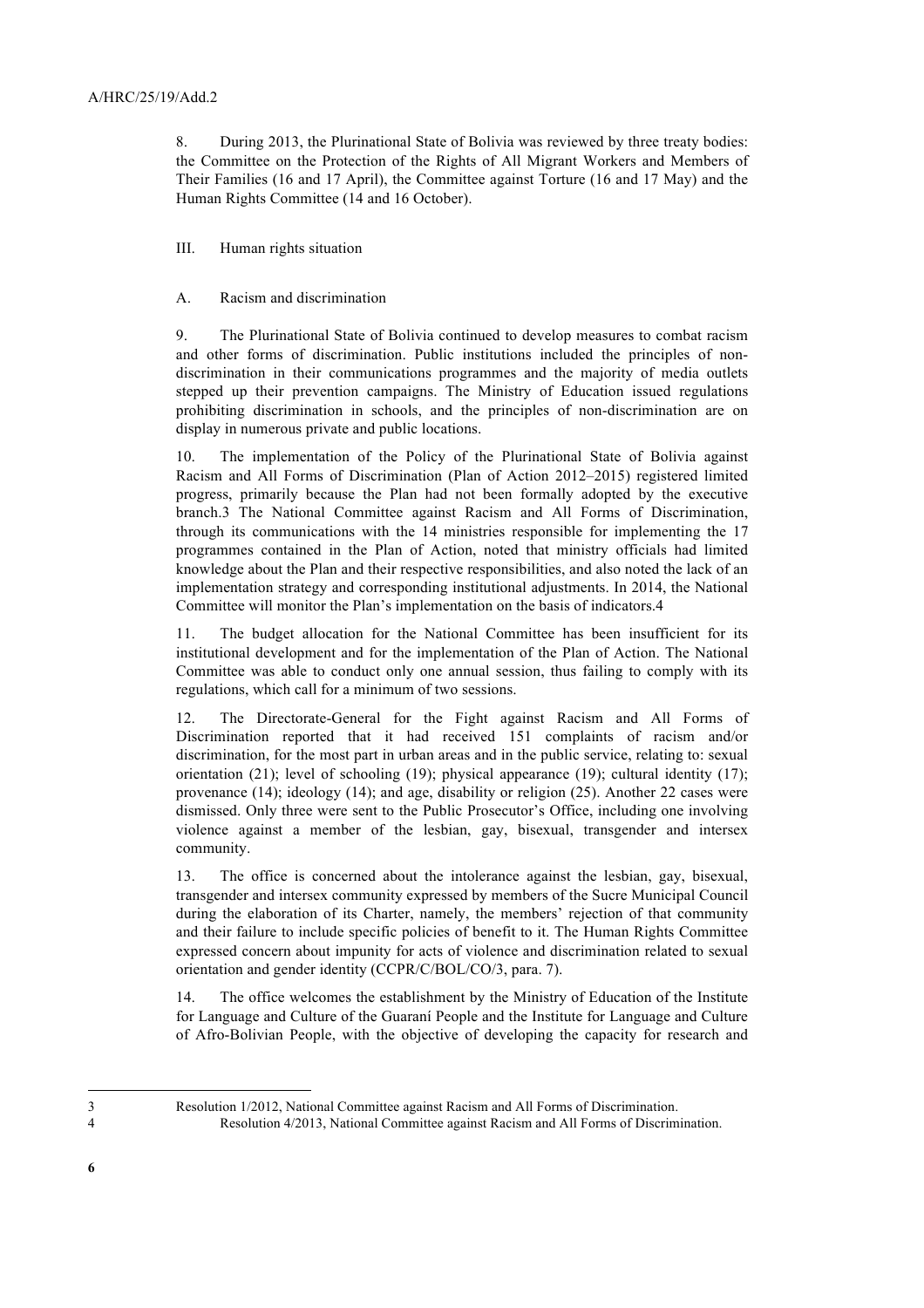8. During 2013, the Plurinational State of Bolivia was reviewed by three treaty bodies: the Committee on the Protection of the Rights of All Migrant Workers and Members of Their Families (16 and 17 April), the Committee against Torture (16 and 17 May) and the Human Rights Committee (14 and 16 October).

## III. Human rights situation

### A. Racism and discrimination

9. The Plurinational State of Bolivia continued to develop measures to combat racism and other forms of discrimination. Public institutions included the principles of non-discrimination in their communications programmes and the majority of media outlets stepped up their prevention campaigns. The Ministry of Education issued regulations prohibiting discrimination in schools, and the principles of non-discrimination are on display in numerous private and public locations.

10. The implementation of the Policy of the Plurinational State of Bolivia against Racism and All Forms of Discrimination (Plan of Action 2012–2015) registered limited progress, primarily because the Plan had not been formally adopted by the executive branch.[3] The National Committee against Racism and All Forms of Discrimination, through its communications with the 14 ministries responsible for implementing the 17 programmes contained in the Plan of Action, noted that ministry officials had limited knowledge about the Plan and their respective responsibilities, and also noted the lack of an implementation strategy and corresponding institutional adjustments. In 2014, the National Committee will monitor the Plan's implementation on the basis of indicators.[4]

11. The budget allocation for the National Committee has been insufficient for its institutional development and for the implementation of the Plan of Action. The National Committee was able to conduct only one annual session, thus failing to comply with its regulations, which call for a minimum of two sessions.

12. The Directorate-General for the Fight against Racism and All Forms of Discrimination reported that it had received 151 complaints of racism and/or discrimination, for the most part in urban areas and in the public service, relating to: sexual orientation (21); level of schooling (19); physical appearance (19); cultural identity (17); provenance (14); ideology (14); and age, disability or religion (25). Another 22 cases were dismissed. Only three were sent to the Public Prosecutor's Office, including one involving violence against a member of the lesbian, gay, bisexual, transgender and intersex community.

13. The office is concerned about the intolerance against the lesbian, gay, bisexual, transgender and intersex community expressed by members of the Sucre Municipal Council during the elaboration of its Charter, namely, the members' rejection of that community and their failure to include specific policies of benefit to it. The Human Rights Committee expressed concern about impunity for acts of violence and discrimination related to sexual orientation and gender identity (CCPR/C/BOL/CO/3, para. 7).

14. The office welcomes the establishment by the Ministry of Education of the Institute for Language and Culture of the Guaraní People and the Institute for Language and Culture of Afro-Bolivian People, with the objective of developing the capacity for research and

---

[3] Resolution 1/2012, National Committee against Racism and All Forms of Discrimination.

[4] Resolution 4/2013, National Committee against Racism and All Forms of Discrimination.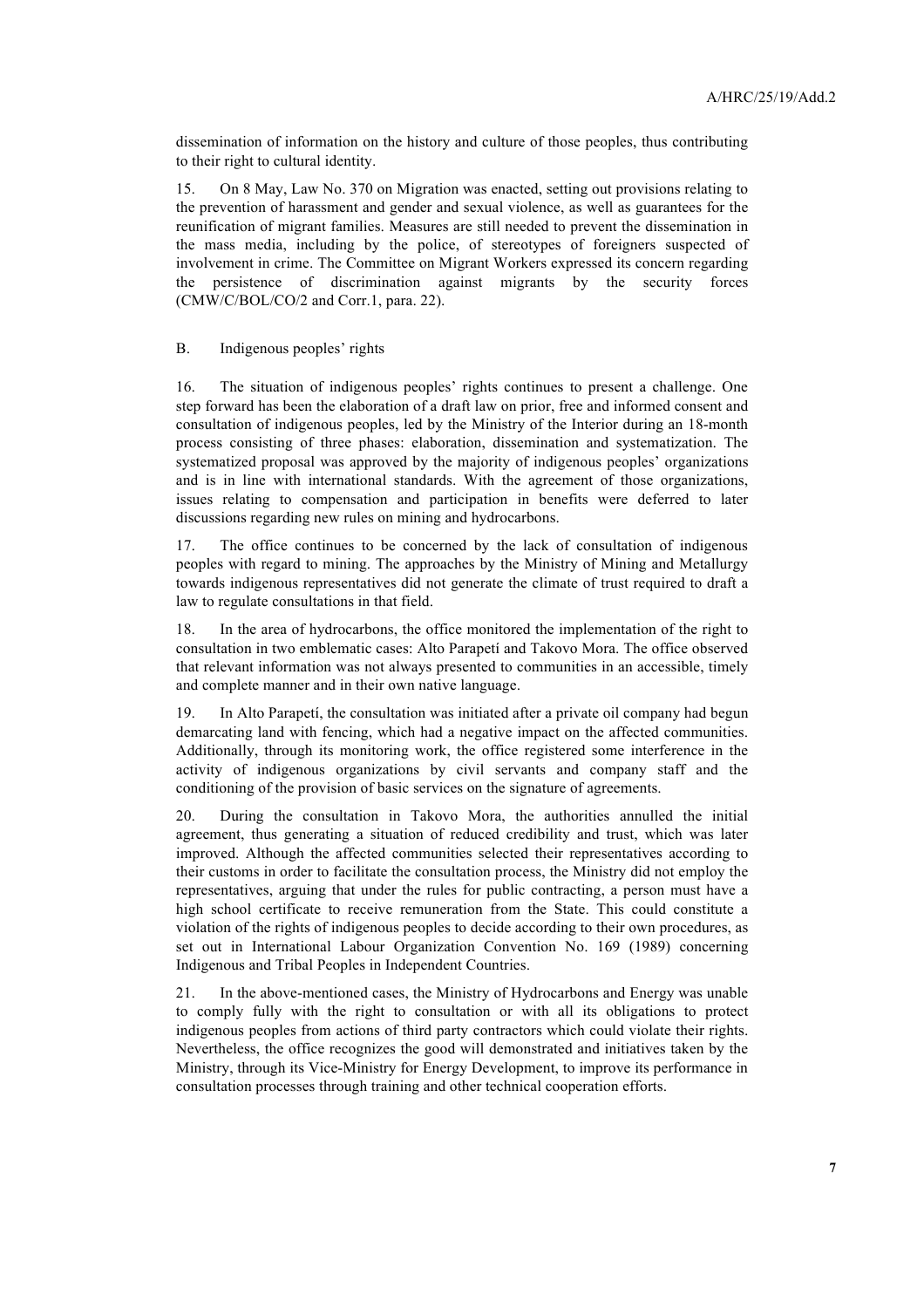dissemination of information on the history and culture of those peoples, thus contributing to their right to cultural identity.

15. On 8 May, Law No. 370 on Migration was enacted, setting out provisions relating to the prevention of harassment and gender and sexual violence, as well as guarantees for the reunification of migrant families. Measures are still needed to prevent the dissemination in the mass media, including by the police, of stereotypes of foreigners suspected of involvement in crime. The Committee on Migrant Workers expressed its concern regarding the persistence of discrimination against migrants by the security forces (CMW/C/BOL/CO/2 and Corr.1, para. 22).

## B. Indigenous peoples' rights

16. The situation of indigenous peoples' rights continues to present a challenge. One step forward has been the elaboration of a draft law on prior, free and informed consent and consultation of indigenous peoples, led by the Ministry of the Interior during an 18-month process consisting of three phases: elaboration, dissemination and systematization. The systematized proposal was approved by the majority of indigenous peoples' organizations and is in line with international standards. With the agreement of those organizations, issues relating to compensation and participation in benefits were deferred to later discussions regarding new rules on mining and hydrocarbons.

17. The office continues to be concerned by the lack of consultation of indigenous peoples with regard to mining. The approaches by the Ministry of Mining and Metallurgy towards indigenous representatives did not generate the climate of trust required to draft a law to regulate consultations in that field.

18. In the area of hydrocarbons, the office monitored the implementation of the right to consultation in two emblematic cases: Alto Parapetí and Takovo Mora. The office observed that relevant information was not always presented to communities in an accessible, timely and complete manner and in their own native language.

19. In Alto Parapetí, the consultation was initiated after a private oil company had begun demarcating land with fencing, which had a negative impact on the affected communities. Additionally, through its monitoring work, the office registered some interference in the activity of indigenous organizations by civil servants and company staff and the conditioning of the provision of basic services on the signature of agreements.

20. During the consultation in Takovo Mora, the authorities annulled the initial agreement, thus generating a situation of reduced credibility and trust, which was later improved. Although the affected communities selected their representatives according to their customs in order to facilitate the consultation process, the Ministry did not employ the representatives, arguing that under the rules for public contracting, a person must have a high school certificate to receive remuneration from the State. This could constitute a violation of the rights of indigenous peoples to decide according to their own procedures, as set out in International Labour Organization Convention No. 169 (1989) concerning Indigenous and Tribal Peoples in Independent Countries.

21. In the above-mentioned cases, the Ministry of Hydrocarbons and Energy was unable to comply fully with the right to consultation or with all its obligations to protect indigenous peoples from actions of third party contractors which could violate their rights. Nevertheless, the office recognizes the good will demonstrated and initiatives taken by the Ministry, through its Vice-Ministry for Energy Development, to improve its performance in consultation processes through training and other technical cooperation efforts.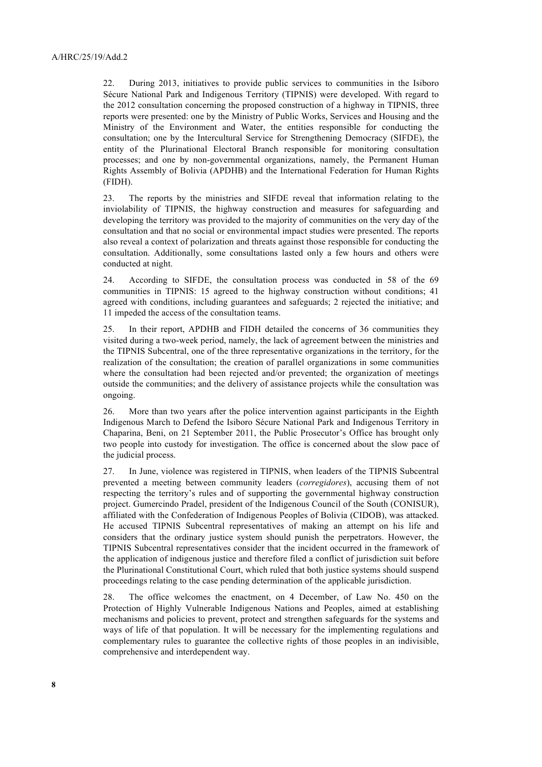22. During 2013, initiatives to provide public services to communities in the Isiboro Sécure National Park and Indigenous Territory (TIPNIS) were developed. With regard to the 2012 consultation concerning the proposed construction of a highway in TIPNIS, three reports were presented: one by the Ministry of Public Works, Services and Housing and the Ministry of the Environment and Water, the entities responsible for conducting the consultation; one by the Intercultural Service for Strengthening Democracy (SIFDE), the entity of the Plurinational Electoral Branch responsible for monitoring consultation processes; and one by non-governmental organizations, namely, the Permanent Human Rights Assembly of Bolivia (APDHB) and the International Federation for Human Rights (FIDH).

23. The reports by the ministries and SIFDE reveal that information relating to the inviolability of TIPNIS, the highway construction and measures for safeguarding and developing the territory was provided to the majority of communities on the very day of the consultation and that no social or environmental impact studies were presented. The reports also reveal a context of polarization and threats against those responsible for conducting the consultation. Additionally, some consultations lasted only a few hours and others were conducted at night.

24. According to SIFDE, the consultation process was conducted in 58 of the 69 communities in TIPNIS: 15 agreed to the highway construction without conditions; 41 agreed with conditions, including guarantees and safeguards; 2 rejected the initiative; and 11 impeded the access of the consultation teams.

25. In their report, APDHB and FIDH detailed the concerns of 36 communities they visited during a two-week period, namely, the lack of agreement between the ministries and the TIPNIS Subcentral, one of the three representative organizations in the territory, for the realization of the consultation; the creation of parallel organizations in some communities where the consultation had been rejected and/or prevented; the organization of meetings outside the communities; and the delivery of assistance projects while the consultation was ongoing.

26. More than two years after the police intervention against participants in the Eighth Indigenous March to Defend the Isiboro Sécure National Park and Indigenous Territory in Chaparina, Beni, on 21 September 2011, the Public Prosecutor's Office has brought only two people into custody for investigation. The office is concerned about the slow pace of the judicial process.

27. In June, violence was registered in TIPNIS, when leaders of the TIPNIS Subcentral prevented a meeting between community leaders (*corregidores*), accusing them of not respecting the territory's rules and of supporting the governmental highway construction project. Gumercindo Pradel, president of the Indigenous Council of the South (CONISUR), affiliated with the Confederation of Indigenous Peoples of Bolivia (CIDOB), was attacked. He accused TIPNIS Subcentral representatives of making an attempt on his life and considers that the ordinary justice system should punish the perpetrators. However, the TIPNIS Subcentral representatives consider that the incident occurred in the framework of the application of indigenous justice and therefore filed a conflict of jurisdiction suit before the Plurinational Constitutional Court, which ruled that both justice systems should suspend proceedings relating to the case pending determination of the applicable jurisdiction.

28. The office welcomes the enactment, on 4 December, of Law No. 450 on the Protection of Highly Vulnerable Indigenous Nations and Peoples, aimed at establishing mechanisms and policies to prevent, protect and strengthen safeguards for the systems and ways of life of that population. It will be necessary for the implementing regulations and complementary rules to guarantee the collective rights of those peoples in an indivisible, comprehensive and interdependent way.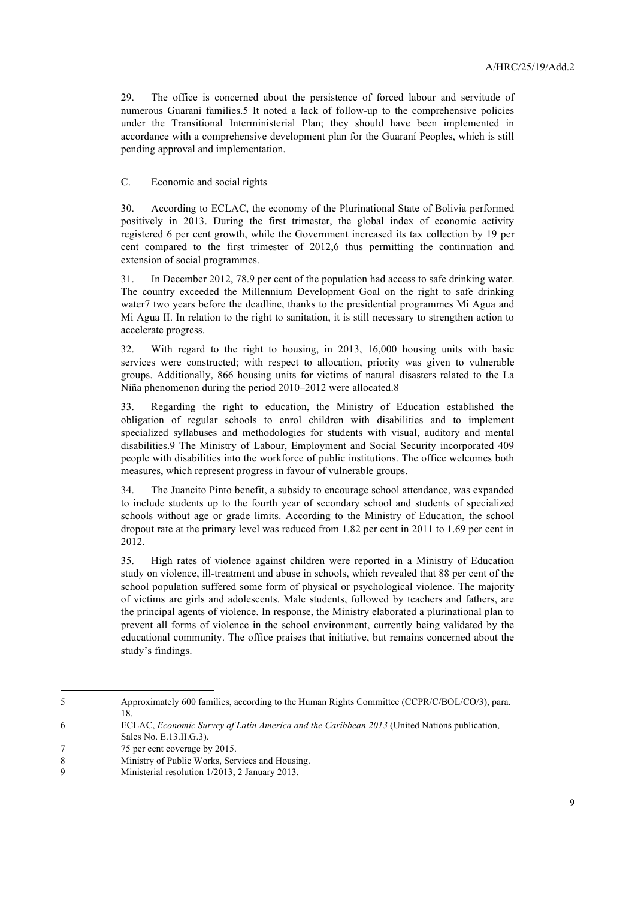29. The office is concerned about the persistence of forced labour and servitude of numerous Guaraní families.[5] It noted a lack of follow-up to the comprehensive policies under the Transitional Interministerial Plan; they should have been implemented in accordance with a comprehensive development plan for the Guaraní Peoples, which is still pending approval and implementation.

## C. Economic and social rights

30. According to ECLAC, the economy of the Plurinational State of Bolivia performed positively in 2013. During the first trimester, the global index of economic activity registered 6 per cent growth, while the Government increased its tax collection by 19 per cent compared to the first trimester of 2012,[6] thus permitting the continuation and extension of social programmes.

31. In December 2012, 78.9 per cent of the population had access to safe drinking water. The country exceeded the Millennium Development Goal on the right to safe drinking water[7] two years before the deadline, thanks to the presidential programmes Mi Agua and Mi Agua II. In relation to the right to sanitation, it is still necessary to strengthen action to accelerate progress.

32. With regard to the right to housing, in 2013, 16,000 housing units with basic services were constructed; with respect to allocation, priority was given to vulnerable groups. Additionally, 866 housing units for victims of natural disasters related to the La Niña phenomenon during the period 2010–2012 were allocated.[8]

33. Regarding the right to education, the Ministry of Education established the obligation of regular schools to enrol children with disabilities and to implement specialized syllabuses and methodologies for students with visual, auditory and mental disabilities.[9] The Ministry of Labour, Employment and Social Security incorporated 409 people with disabilities into the workforce of public institutions. The office welcomes both measures, which represent progress in favour of vulnerable groups.

34. The Juancito Pinto benefit, a subsidy to encourage school attendance, was expanded to include students up to the fourth year of secondary school and students of specialized schools without age or grade limits. According to the Ministry of Education, the school dropout rate at the primary level was reduced from 1.82 per cent in 2011 to 1.69 per cent in 2012.

35. High rates of violence against children were reported in a Ministry of Education study on violence, ill-treatment and abuse in schools, which revealed that 88 per cent of the school population suffered some form of physical or psychological violence. The majority of victims are girls and adolescents. Male students, followed by teachers and fathers, are the principal agents of violence. In response, the Ministry elaborated a plurinational plan to prevent all forms of violence in the school environment, currently being validated by the educational community. The office praises that initiative, but remains concerned about the study's findings.

---

[5] Approximately 600 families, according to the Human Rights Committee (CCPR/C/BOL/CO/3), para. 18.

[6] ECLAC, *Economic Survey of Latin America and the Caribbean 2013* (United Nations publication, Sales No. E.13.II.G.3).

[7] 75 per cent coverage by 2015.

[8] Ministry of Public Works, Services and Housing.

[9] Ministerial resolution 1/2013, 2 January 2013.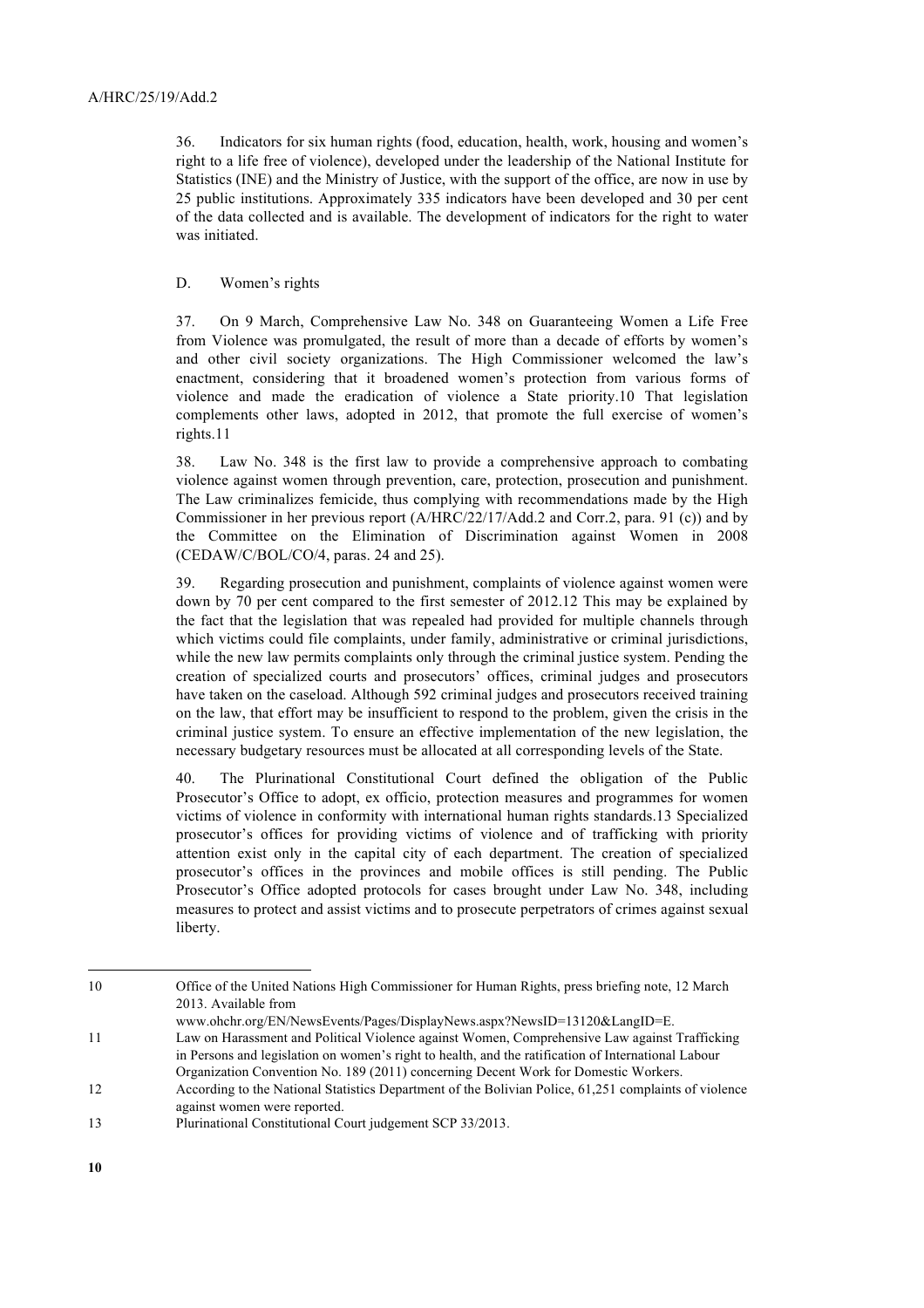36. Indicators for six human rights (food, education, health, work, housing and women's right to a life free of violence), developed under the leadership of the National Institute for Statistics (INE) and the Ministry of Justice, with the support of the office, are now in use by 25 public institutions. Approximately 335 indicators have been developed and 30 per cent of the data collected and is available. The development of indicators for the right to water was initiated.

## D. Women's rights

37. On 9 March, Comprehensive Law No. 348 on Guaranteeing Women a Life Free from Violence was promulgated, the result of more than a decade of efforts by women's and other civil society organizations. The High Commissioner welcomed the law's enactment, considering that it broadened women's protection from various forms of violence and made the eradication of violence a State priority.[10] That legislation complements other laws, adopted in 2012, that promote the full exercise of women's rights.[11]

38. Law No. 348 is the first law to provide a comprehensive approach to combating violence against women through prevention, care, protection, prosecution and punishment. The Law criminalizes femicide, thus complying with recommendations made by the High Commissioner in her previous report (A/HRC/22/17/Add.2 and Corr.2, para. 91 (c)) and by the Committee on the Elimination of Discrimination against Women in 2008 (CEDAW/C/BOL/CO/4, paras. 24 and 25).

39. Regarding prosecution and punishment, complaints of violence against women were down by 70 per cent compared to the first semester of 2012.[12] This may be explained by the fact that the legislation that was repealed had provided for multiple channels through which victims could file complaints, under family, administrative or criminal jurisdictions, while the new law permits complaints only through the criminal justice system. Pending the creation of specialized courts and prosecutors' offices, criminal judges and prosecutors have taken on the caseload. Although 592 criminal judges and prosecutors received training on the law, that effort may be insufficient to respond to the problem, given the crisis in the criminal justice system. To ensure an effective implementation of the new legislation, the necessary budgetary resources must be allocated at all corresponding levels of the State.

40. The Plurinational Constitutional Court defined the obligation of the Public Prosecutor's Office to adopt, ex officio, protection measures and programmes for women victims of violence in conformity with international human rights standards.[13] Specialized prosecutor's offices for providing victims of violence and of trafficking with priority attention exist only in the capital city of each department. The creation of specialized prosecutor's offices in the provinces and mobile offices is still pending. The Public Prosecutor's Office adopted protocols for cases brought under Law No. 348, including measures to protect and assist victims and to prosecute perpetrators of crimes against sexual liberty.

---

[10] Office of the United Nations High Commissioner for Human Rights, press briefing note, 12 March 2013. Available from www.ohchr.org/EN/NewsEvents/Pages/DisplayNews.aspx?NewsID=13120&LangID=E.

[11] Law on Harassment and Political Violence against Women, Comprehensive Law against Trafficking in Persons and legislation on women's right to health, and the ratification of International Labour Organization Convention No. 189 (2011) concerning Decent Work for Domestic Workers.

[12] According to the National Statistics Department of the Bolivian Police, 61,251 complaints of violence against women were reported.

[13] Plurinational Constitutional Court judgement SCP 33/2013.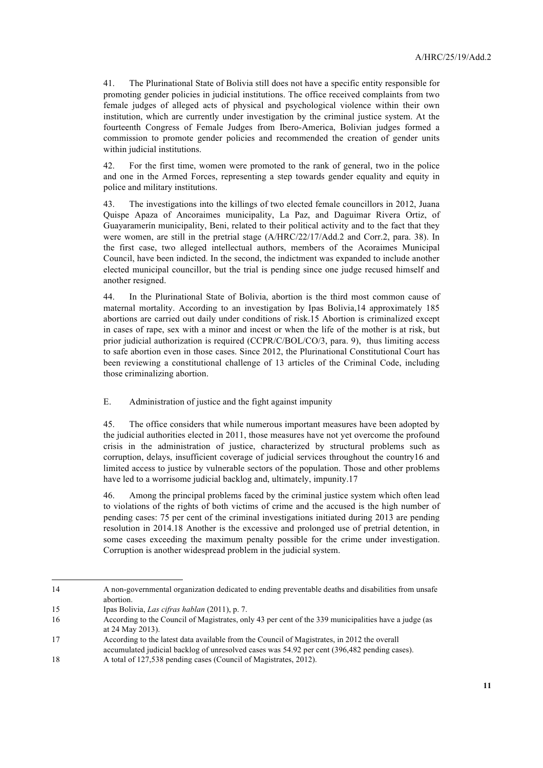41. The Plurinational State of Bolivia still does not have a specific entity responsible for promoting gender policies in judicial institutions. The office received complaints from two female judges of alleged acts of physical and psychological violence within their own institution, which are currently under investigation by the criminal justice system. At the fourteenth Congress of Female Judges from Ibero-America, Bolivian judges formed a commission to promote gender policies and recommended the creation of gender units within judicial institutions.

42. For the first time, women were promoted to the rank of general, two in the police and one in the Armed Forces, representing a step towards gender equality and equity in police and military institutions.

43. The investigations into the killings of two elected female councillors in 2012, Juana Quispe Apaza of Ancoraimes municipality, La Paz, and Daguimar Rivera Ortiz, of Guayaramerín municipality, Beni, related to their political activity and to the fact that they were women, are still in the pretrial stage (A/HRC/22/17/Add.2 and Corr.2, para. 38). In the first case, two alleged intellectual authors, members of the Acoraimes Municipal Council, have been indicted. In the second, the indictment was expanded to include another elected municipal councillor, but the trial is pending since one judge recused himself and another resigned.

44. In the Plurinational State of Bolivia, abortion is the third most common cause of maternal mortality. According to an investigation by Ipas Bolivia,[14] approximately 185 abortions are carried out daily under conditions of risk.[15] Abortion is criminalized except in cases of rape, sex with a minor and incest or when the life of the mother is at risk, but prior judicial authorization is required (CCPR/C/BOL/CO/3, para. 9), thus limiting access to safe abortion even in those cases. Since 2012, the Plurinational Constitutional Court has been reviewing a constitutional challenge of 13 articles of the Criminal Code, including those criminalizing abortion.

## E. Administration of justice and the fight against impunity

45. The office considers that while numerous important measures have been adopted by the judicial authorities elected in 2011, those measures have not yet overcome the profound crisis in the administration of justice, characterized by structural problems such as corruption, delays, insufficient coverage of judicial services throughout the country[16] and limited access to justice by vulnerable sectors of the population. Those and other problems have led to a worrisome judicial backlog and, ultimately, impunity.[17]

46. Among the principal problems faced by the criminal justice system which often lead to violations of the rights of both victims of crime and the accused is the high number of pending cases: 75 per cent of the criminal investigations initiated during 2013 are pending resolution in 2014.[18] Another is the excessive and prolonged use of pretrial detention, in some cases exceeding the maximum penalty possible for the crime under investigation. Corruption is another widespread problem in the judicial system.

---

[14] A non-governmental organization dedicated to ending preventable deaths and disabilities from unsafe abortion.

[15] Ipas Bolivia, *Las cifras hablan* (2011), p. 7.

[16] According to the Council of Magistrates, only 43 per cent of the 339 municipalities have a judge (as at 24 May 2013).

[17] According to the latest data available from the Council of Magistrates, in 2012 the overall accumulated judicial backlog of unresolved cases was 54.92 per cent (396,482 pending cases).

[18] A total of 127,538 pending cases (Council of Magistrates, 2012).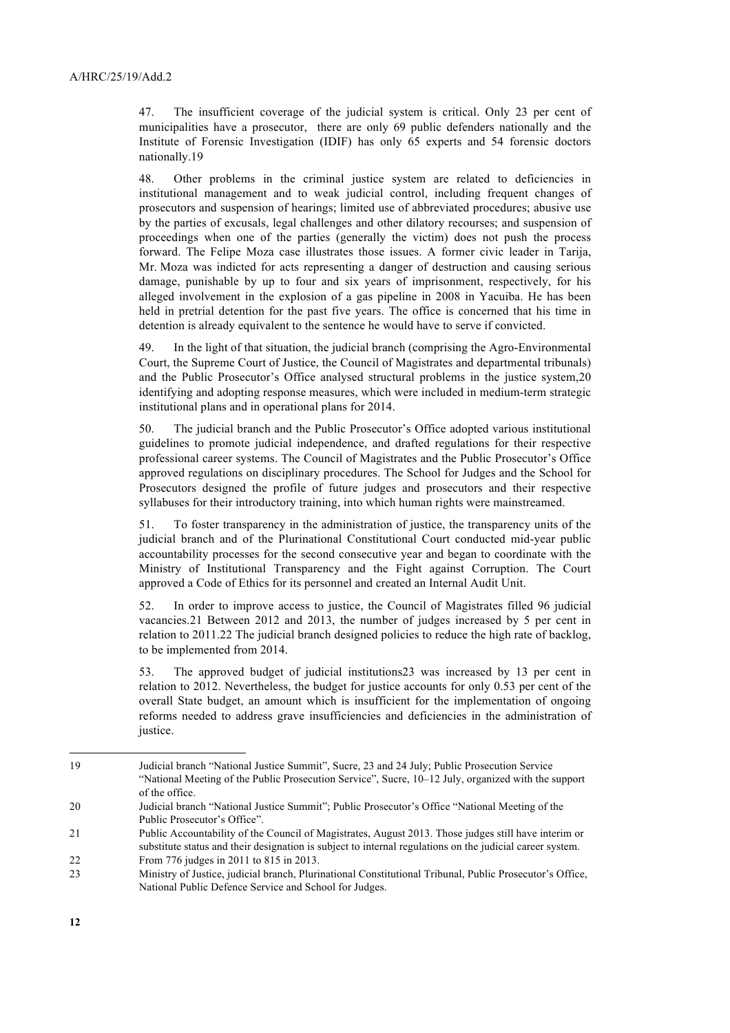47. The insufficient coverage of the judicial system is critical. Only 23 per cent of municipalities have a prosecutor, there are only 69 public defenders nationally and the Institute of Forensic Investigation (IDIF) has only 65 experts and 54 forensic doctors nationally.[19]

48. Other problems in the criminal justice system are related to deficiencies in institutional management and to weak judicial control, including frequent changes of prosecutors and suspension of hearings; limited use of abbreviated procedures; abusive use by the parties of excusals, legal challenges and other dilatory recourses; and suspension of proceedings when one of the parties (generally the victim) does not push the process forward. The Felipe Moza case illustrates those issues. A former civic leader in Tarija, Mr. Moza was indicted for acts representing a danger of destruction and causing serious damage, punishable by up to four and six years of imprisonment, respectively, for his alleged involvement in the explosion of a gas pipeline in 2008 in Yacuiba. He has been held in pretrial detention for the past five years. The office is concerned that his time in detention is already equivalent to the sentence he would have to serve if convicted.

49. In the light of that situation, the judicial branch (comprising the Agro-Environmental Court, the Supreme Court of Justice, the Council of Magistrates and departmental tribunals) and the Public Prosecutor's Office analysed structural problems in the justice system,[20] identifying and adopting response measures, which were included in medium-term strategic institutional plans and in operational plans for 2014.

50. The judicial branch and the Public Prosecutor's Office adopted various institutional guidelines to promote judicial independence, and drafted regulations for their respective professional career systems. The Council of Magistrates and the Public Prosecutor's Office approved regulations on disciplinary procedures. The School for Judges and the School for Prosecutors designed the profile of future judges and prosecutors and their respective syllabuses for their introductory training, into which human rights were mainstreamed.

51. To foster transparency in the administration of justice, the transparency units of the judicial branch and of the Plurinational Constitutional Court conducted mid-year public accountability processes for the second consecutive year and began to coordinate with the Ministry of Institutional Transparency and the Fight against Corruption. The Court approved a Code of Ethics for its personnel and created an Internal Audit Unit.

52. In order to improve access to justice, the Council of Magistrates filled 96 judicial vacancies.[21] Between 2012 and 2013, the number of judges increased by 5 per cent in relation to 2011.[22] The judicial branch designed policies to reduce the high rate of backlog, to be implemented from 2014.

53. The approved budget of judicial institutions[23] was increased by 13 per cent in relation to 2012. Nevertheless, the budget for justice accounts for only 0.53 per cent of the overall State budget, an amount which is insufficient for the implementation of ongoing reforms needed to address grave insufficiencies and deficiencies in the administration of justice.

---

19 Judicial branch "National Justice Summit", Sucre, 23 and 24 July; Public Prosecution Service "National Meeting of the Public Prosecution Service", Sucre, 10–12 July, organized with the support of the office.

20 Judicial branch "National Justice Summit"; Public Prosecutor's Office "National Meeting of the Public Prosecutor's Office".

21 Public Accountability of the Council of Magistrates, August 2013. Those judges still have interim or substitute status and their designation is subject to internal regulations on the judicial career system.

22 From 776 judges in 2011 to 815 in 2013.

23 Ministry of Justice, judicial branch, Plurinational Constitutional Tribunal, Public Prosecutor's Office, National Public Defence Service and School for Judges.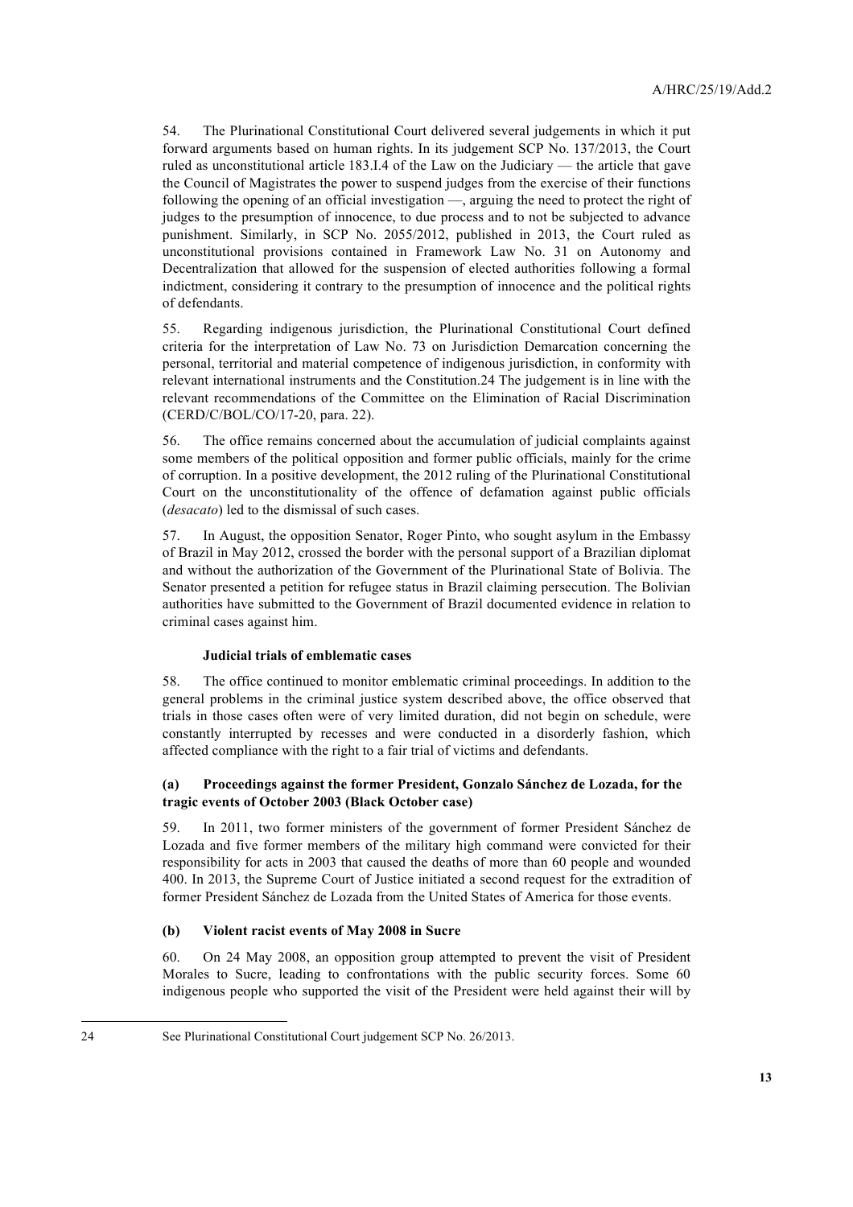54. The Plurinational Constitutional Court delivered several judgements in which it put forward arguments based on human rights. In its judgement SCP No. 137/2013, the Court ruled as unconstitutional article 183.I.4 of the Law on the Judiciary — the article that gave the Council of Magistrates the power to suspend judges from the exercise of their functions following the opening of an official investigation —, arguing the need to protect the right of judges to the presumption of innocence, to due process and to not be subjected to advance punishment. Similarly, in SCP No. 2055/2012, published in 2013, the Court ruled as unconstitutional provisions contained in Framework Law No. 31 on Autonomy and Decentralization that allowed for the suspension of elected authorities following a formal indictment, considering it contrary to the presumption of innocence and the political rights of defendants.

55. Regarding indigenous jurisdiction, the Plurinational Constitutional Court defined criteria for the interpretation of Law No. 73 on Jurisdiction Demarcation concerning the personal, territorial and material competence of indigenous jurisdiction, in conformity with relevant international instruments and the Constitution.[24] The judgement is in line with the relevant recommendations of the Committee on the Elimination of Racial Discrimination (CERD/C/BOL/CO/17-20, para. 22).

56. The office remains concerned about the accumulation of judicial complaints against some members of the political opposition and former public officials, mainly for the crime of corruption. In a positive development, the 2012 ruling of the Plurinational Constitutional Court on the unconstitutionality of the offence of defamation against public officials (*desacato*) led to the dismissal of such cases.

57. In August, the opposition Senator, Roger Pinto, who sought asylum in the Embassy of Brazil in May 2012, crossed the border with the personal support of a Brazilian diplomat and without the authorization of the Government of the Plurinational State of Bolivia. The Senator presented a petition for refugee status in Brazil claiming persecution. The Bolivian authorities have submitted to the Government of Brazil documented evidence in relation to criminal cases against him.

### Judicial trials of emblematic cases

58. The office continued to monitor emblematic criminal proceedings. In addition to the general problems in the criminal justice system described above, the office observed that trials in those cases often were of very limited duration, did not begin on schedule, were constantly interrupted by recesses and were conducted in a disorderly fashion, which affected compliance with the right to a fair trial of victims and defendants.

#### (a) Proceedings against the former President, Gonzalo Sánchez de Lozada, for the tragic events of October 2003 (Black October case)

59. In 2011, two former ministers of the government of former President Sánchez de Lozada and five former members of the military high command were convicted for their responsibility for acts in 2003 that caused the deaths of more than 60 people and wounded 400. In 2013, the Supreme Court of Justice initiated a second request for the extradition of former President Sánchez de Lozada from the United States of America for those events.

#### (b) Violent racist events of May 2008 in Sucre

60. On 24 May 2008, an opposition group attempted to prevent the visit of President Morales to Sucre, leading to confrontations with the public security forces. Some 60 indigenous people who supported the visit of the President were held against their will by

---

24 See Plurinational Constitutional Court judgement SCP No. 26/2013.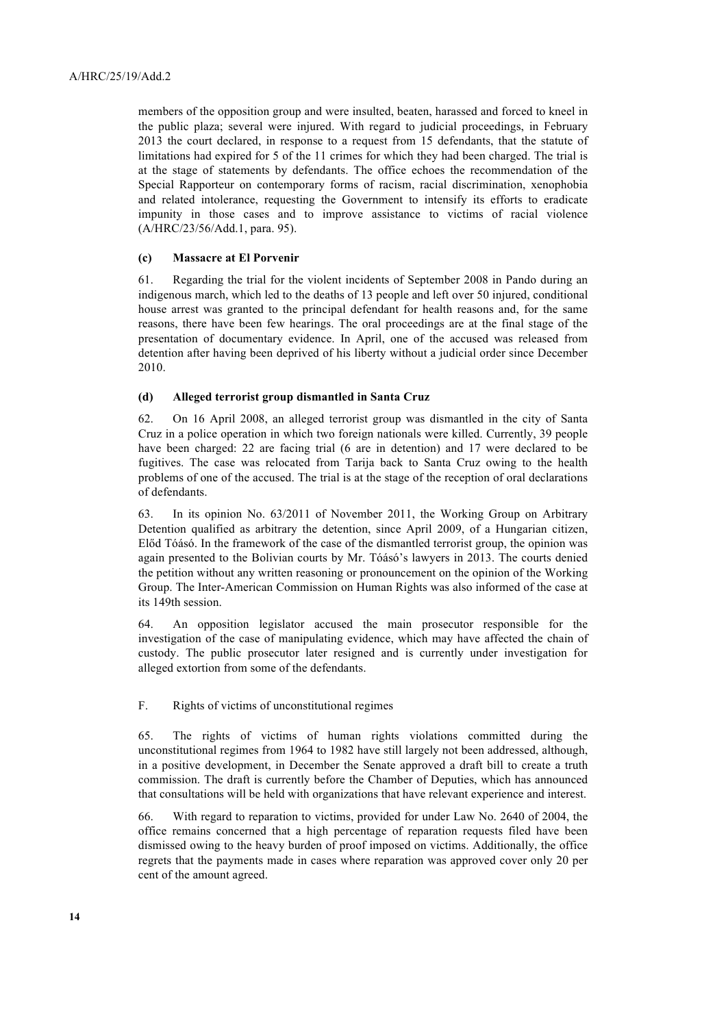members of the opposition group and were insulted, beaten, harassed and forced to kneel in the public plaza; several were injured. With regard to judicial proceedings, in February 2013 the court declared, in response to a request from 15 defendants, that the statute of limitations had expired for 5 of the 11 crimes for which they had been charged. The trial is at the stage of statements by defendants. The office echoes the recommendation of the Special Rapporteur on contemporary forms of racism, racial discrimination, xenophobia and related intolerance, requesting the Government to intensify its efforts to eradicate impunity in those cases and to improve assistance to victims of racial violence (A/HRC/23/56/Add.1, para. 95).

#### (c) Massacre at El Porvenir

61. Regarding the trial for the violent incidents of September 2008 in Pando during an indigenous march, which led to the deaths of 13 people and left over 50 injured, conditional house arrest was granted to the principal defendant for health reasons and, for the same reasons, there have been few hearings. The oral proceedings are at the final stage of the presentation of documentary evidence. In April, one of the accused was released from detention after having been deprived of his liberty without a judicial order since December 2010.

#### (d) Alleged terrorist group dismantled in Santa Cruz

62. On 16 April 2008, an alleged terrorist group was dismantled in the city of Santa Cruz in a police operation in which two foreign nationals were killed. Currently, 39 people have been charged: 22 are facing trial (6 are in detention) and 17 were declared to be fugitives. The case was relocated from Tarija back to Santa Cruz owing to the health problems of one of the accused. The trial is at the stage of the reception of oral declarations of defendants.

63. In its opinion No. 63/2011 of November 2011, the Working Group on Arbitrary Detention qualified as arbitrary the detention, since April 2009, of a Hungarian citizen, Előd Tóásó. In the framework of the case of the dismantled terrorist group, the opinion was again presented to the Bolivian courts by Mr. Tóásó's lawyers in 2013. The courts denied the petition without any written reasoning or pronouncement on the opinion of the Working Group. The Inter-American Commission on Human Rights was also informed of the case at its 149th session.

64. An opposition legislator accused the main prosecutor responsible for the investigation of the case of manipulating evidence, which may have affected the chain of custody. The public prosecutor later resigned and is currently under investigation for alleged extortion from some of the defendants.

### F. Rights of victims of unconstitutional regimes

65. The rights of victims of human rights violations committed during the unconstitutional regimes from 1964 to 1982 have still largely not been addressed, although, in a positive development, in December the Senate approved a draft bill to create a truth commission. The draft is currently before the Chamber of Deputies, which has announced that consultations will be held with organizations that have relevant experience and interest.

66. With regard to reparation to victims, provided for under Law No. 2640 of 2004, the office remains concerned that a high percentage of reparation requests filed have been dismissed owing to the heavy burden of proof imposed on victims. Additionally, the office regrets that the payments made in cases where reparation was approved cover only 20 per cent of the amount agreed.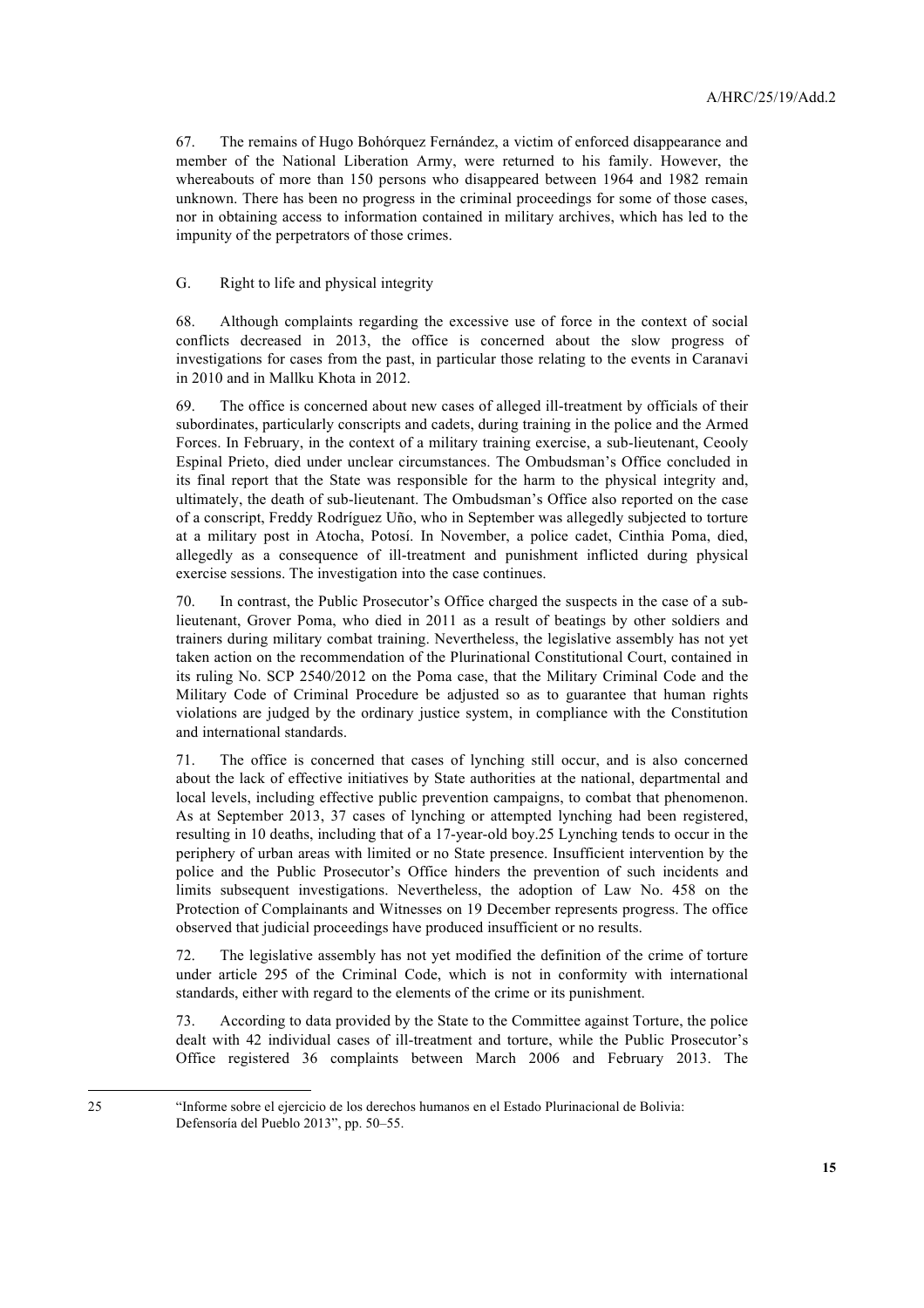67. The remains of Hugo Bohórquez Fernández, a victim of enforced disappearance and member of the National Liberation Army, were returned to his family. However, the whereabouts of more than 150 persons who disappeared between 1964 and 1982 remain unknown. There has been no progress in the criminal proceedings for some of those cases, nor in obtaining access to information contained in military archives, which has led to the impunity of the perpetrators of those crimes.

## G. Right to life and physical integrity

68. Although complaints regarding the excessive use of force in the context of social conflicts decreased in 2013, the office is concerned about the slow progress of investigations for cases from the past, in particular those relating to the events in Caranavi in 2010 and in Mallku Khota in 2012.

69. The office is concerned about new cases of alleged ill-treatment by officials of their subordinates, particularly conscripts and cadets, during training in the police and the Armed Forces. In February, in the context of a military training exercise, a sub-lieutenant, Ceooly Espinal Prieto, died under unclear circumstances. The Ombudsman's Office concluded in its final report that the State was responsible for the harm to the physical integrity and, ultimately, the death of sub-lieutenant. The Ombudsman's Office also reported on the case of a conscript, Freddy Rodríguez Uño, who in September was allegedly subjected to torture at a military post in Atocha, Potosí. In November, a police cadet, Cinthia Poma, died, allegedly as a consequence of ill-treatment and punishment inflicted during physical exercise sessions. The investigation into the case continues.

70. In contrast, the Public Prosecutor's Office charged the suspects in the case of a sub-lieutenant, Grover Poma, who died in 2011 as a result of beatings by other soldiers and trainers during military combat training. Nevertheless, the legislative assembly has not yet taken action on the recommendation of the Plurinational Constitutional Court, contained in its ruling No. SCP 2540/2012 on the Poma case, that the Military Criminal Code and the Military Code of Criminal Procedure be adjusted so as to guarantee that human rights violations are judged by the ordinary justice system, in compliance with the Constitution and international standards.

71. The office is concerned that cases of lynching still occur, and is also concerned about the lack of effective initiatives by State authorities at the national, departmental and local levels, including effective public prevention campaigns, to combat that phenomenon. As at September 2013, 37 cases of lynching or attempted lynching had been registered, resulting in 10 deaths, including that of a 17-year-old boy.[25] Lynching tends to occur in the periphery of urban areas with limited or no State presence. Insufficient intervention by the police and the Public Prosecutor's Office hinders the prevention of such incidents and limits subsequent investigations. Nevertheless, the adoption of Law No. 458 on the Protection of Complainants and Witnesses on 19 December represents progress. The office observed that judicial proceedings have produced insufficient or no results.

72. The legislative assembly has not yet modified the definition of the crime of torture under article 295 of the Criminal Code, which is not in conformity with international standards, either with regard to the elements of the crime or its punishment.

73. According to data provided by the State to the Committee against Torture, the police dealt with 42 individual cases of ill-treatment and torture, while the Public Prosecutor's Office registered 36 complaints between March 2006 and February 2013. The

---

25 "Informe sobre el ejercicio de los derechos humanos en el Estado Plurinacional de Bolivia: Defensoría del Pueblo 2013", pp. 50–55.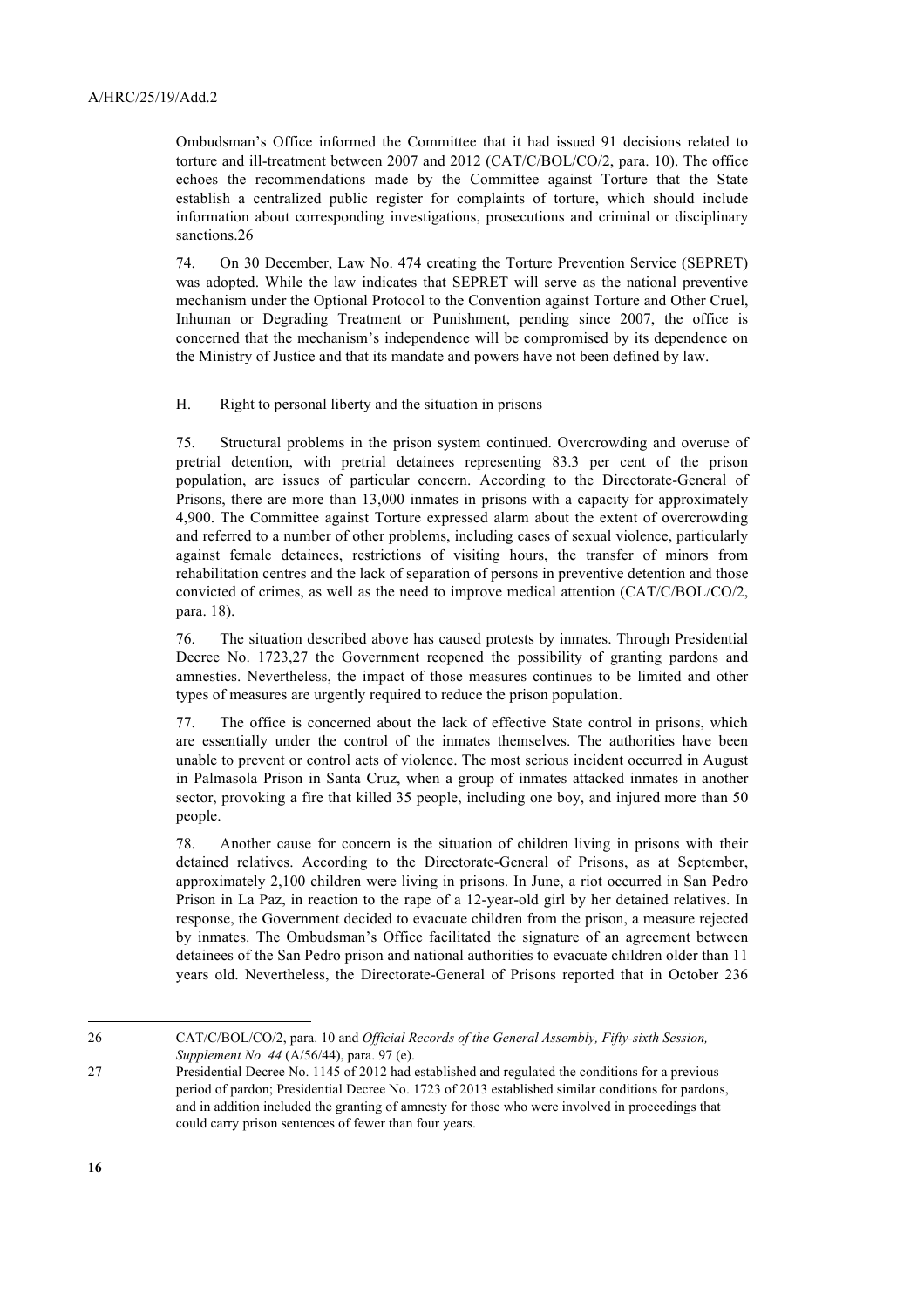Ombudsman's Office informed the Committee that it had issued 91 decisions related to torture and ill-treatment between 2007 and 2012 (CAT/C/BOL/CO/2, para. 10). The office echoes the recommendations made by the Committee against Torture that the State establish a centralized public register for complaints of torture, which should include information about corresponding investigations, prosecutions and criminal or disciplinary sanctions.[26]

74. On 30 December, Law No. 474 creating the Torture Prevention Service (SEPRET) was adopted. While the law indicates that SEPRET will serve as the national preventive mechanism under the Optional Protocol to the Convention against Torture and Other Cruel, Inhuman or Degrading Treatment or Punishment, pending since 2007, the office is concerned that the mechanism's independence will be compromised by its dependence on the Ministry of Justice and that its mandate and powers have not been defined by law.

### H. Right to personal liberty and the situation in prisons

75. Structural problems in the prison system continued. Overcrowding and overuse of pretrial detention, with pretrial detainees representing 83.3 per cent of the prison population, are issues of particular concern. According to the Directorate-General of Prisons, there are more than 13,000 inmates in prisons with a capacity for approximately 4,900. The Committee against Torture expressed alarm about the extent of overcrowding and referred to a number of other problems, including cases of sexual violence, particularly against female detainees, restrictions of visiting hours, the transfer of minors from rehabilitation centres and the lack of separation of persons in preventive detention and those convicted of crimes, as well as the need to improve medical attention (CAT/C/BOL/CO/2, para. 18).

76. The situation described above has caused protests by inmates. Through Presidential Decree No. 1723,[27] the Government reopened the possibility of granting pardons and amnesties. Nevertheless, the impact of those measures continues to be limited and other types of measures are urgently required to reduce the prison population.

77. The office is concerned about the lack of effective State control in prisons, which are essentially under the control of the inmates themselves. The authorities have been unable to prevent or control acts of violence. The most serious incident occurred in August in Palmasola Prison in Santa Cruz, when a group of inmates attacked inmates in another sector, provoking a fire that killed 35 people, including one boy, and injured more than 50 people.

78. Another cause for concern is the situation of children living in prisons with their detained relatives. According to the Directorate-General of Prisons, as at September, approximately 2,100 children were living in prisons. In June, a riot occurred in San Pedro Prison in La Paz, in reaction to the rape of a 12-year-old girl by her detained relatives. In response, the Government decided to evacuate children from the prison, a measure rejected by inmates. The Ombudsman's Office facilitated the signature of an agreement between detainees of the San Pedro prison and national authorities to evacuate children older than 11 years old. Nevertheless, the Directorate-General of Prisons reported that in October 236

---

[26] CAT/C/BOL/CO/2, para. 10 and *Official Records of the General Assembly, Fifty-sixth Session, Supplement No. 44* (A/56/44), para. 97 (e).

[27] Presidential Decree No. 1145 of 2012 had established and regulated the conditions for a previous period of pardon; Presidential Decree No. 1723 of 2013 established similar conditions for pardons, and in addition included the granting of amnesty for those who were involved in proceedings that could carry prison sentences of fewer than four years.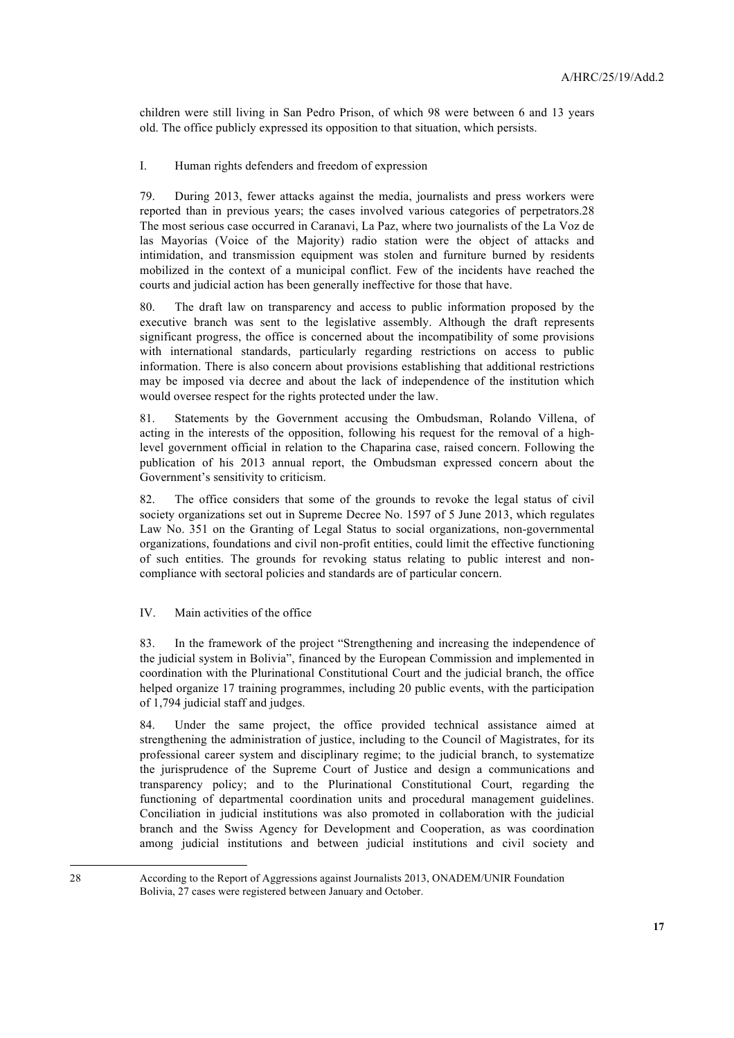children were still living in San Pedro Prison, of which 98 were between 6 and 13 years old. The office publicly expressed its opposition to that situation, which persists.

### I. Human rights defenders and freedom of expression

79. During 2013, fewer attacks against the media, journalists and press workers were reported than in previous years; the cases involved various categories of perpetrators.[28] The most serious case occurred in Caranavi, La Paz, where two journalists of the La Voz de las Mayorías (Voice of the Majority) radio station were the object of attacks and intimidation, and transmission equipment was stolen and furniture burned by residents mobilized in the context of a municipal conflict. Few of the incidents have reached the courts and judicial action has been generally ineffective for those that have.

80. The draft law on transparency and access to public information proposed by the executive branch was sent to the legislative assembly. Although the draft represents significant progress, the office is concerned about the incompatibility of some provisions with international standards, particularly regarding restrictions on access to public information. There is also concern about provisions establishing that additional restrictions may be imposed via decree and about the lack of independence of the institution which would oversee respect for the rights protected under the law.

81. Statements by the Government accusing the Ombudsman, Rolando Villena, of acting in the interests of the opposition, following his request for the removal of a high-level government official in relation to the Chaparina case, raised concern. Following the publication of his 2013 annual report, the Ombudsman expressed concern about the Government's sensitivity to criticism.

82. The office considers that some of the grounds to revoke the legal status of civil society organizations set out in Supreme Decree No. 1597 of 5 June 2013, which regulates Law No. 351 on the Granting of Legal Status to social organizations, non-governmental organizations, foundations and civil non-profit entities, could limit the effective functioning of such entities. The grounds for revoking status relating to public interest and non-compliance with sectoral policies and standards are of particular concern.

## IV. Main activities of the office

83. In the framework of the project "Strengthening and increasing the independence of the judicial system in Bolivia", financed by the European Commission and implemented in coordination with the Plurinational Constitutional Court and the judicial branch, the office helped organize 17 training programmes, including 20 public events, with the participation of 1,794 judicial staff and judges.

84. Under the same project, the office provided technical assistance aimed at strengthening the administration of justice, including to the Council of Magistrates, for its professional career system and disciplinary regime; to the judicial branch, to systematize the jurisprudence of the Supreme Court of Justice and design a communications and transparency policy; and to the Plurinational Constitutional Court, regarding the functioning of departmental coordination units and procedural management guidelines. Conciliation in judicial institutions was also promoted in collaboration with the judicial branch and the Swiss Agency for Development and Cooperation, as was coordination among judicial institutions and between judicial institutions and civil society and

---

[28] According to the Report of Aggressions against Journalists 2013, ONADEM/UNIR Foundation Bolivia, 27 cases were registered between January and October.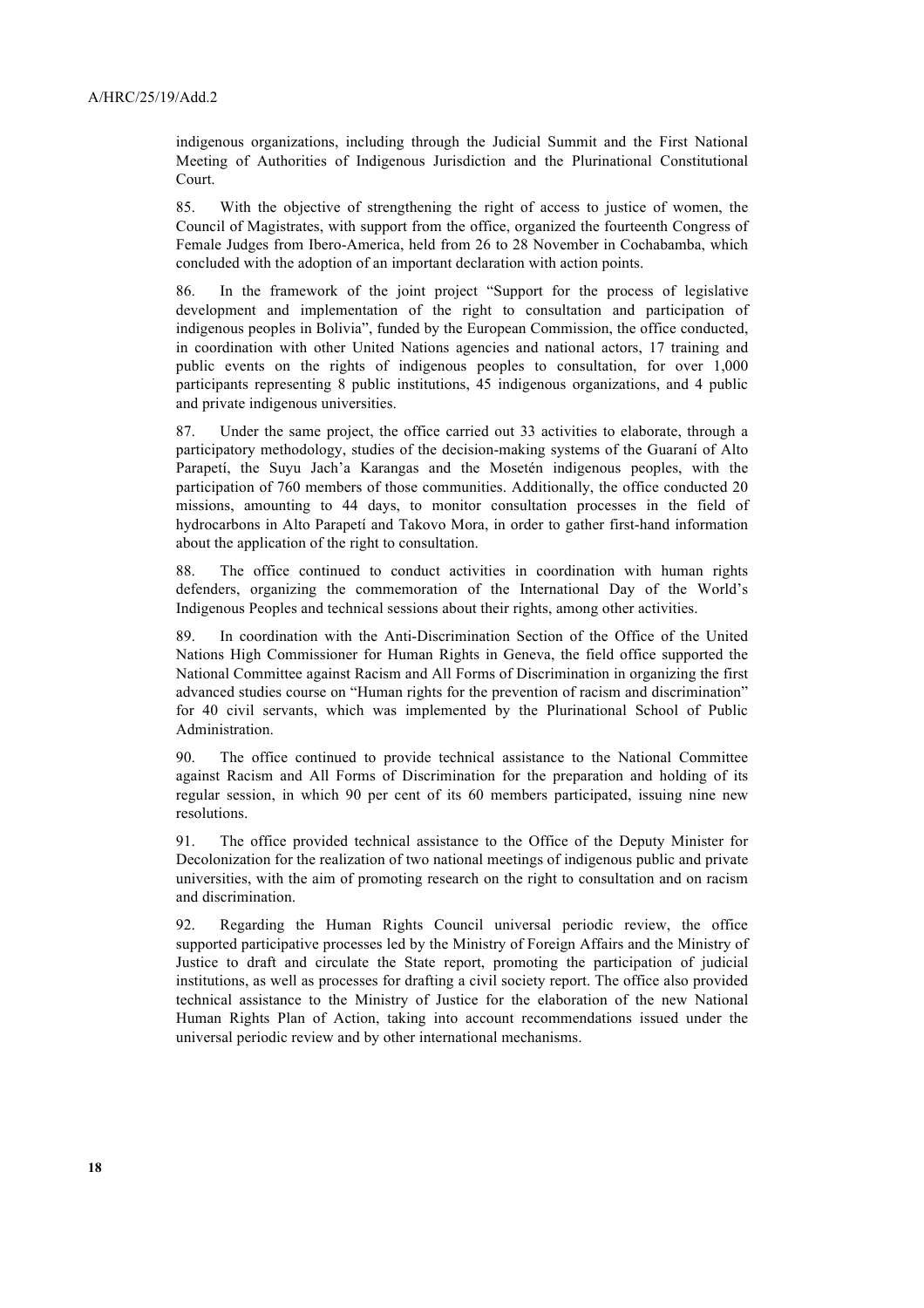indigenous organizations, including through the Judicial Summit and the First National Meeting of Authorities of Indigenous Jurisdiction and the Plurinational Constitutional Court.

85. With the objective of strengthening the right of access to justice of women, the Council of Magistrates, with support from the office, organized the fourteenth Congress of Female Judges from Ibero-America, held from 26 to 28 November in Cochabamba, which concluded with the adoption of an important declaration with action points.

86. In the framework of the joint project "Support for the process of legislative development and implementation of the right to consultation and participation of indigenous peoples in Bolivia", funded by the European Commission, the office conducted, in coordination with other United Nations agencies and national actors, 17 training and public events on the rights of indigenous peoples to consultation, for over 1,000 participants representing 8 public institutions, 45 indigenous organizations, and 4 public and private indigenous universities.

87. Under the same project, the office carried out 33 activities to elaborate, through a participatory methodology, studies of the decision-making systems of the Guaraní of Alto Parapetí, the Suyu Jach'a Karangas and the Mosetén indigenous peoples, with the participation of 760 members of those communities. Additionally, the office conducted 20 missions, amounting to 44 days, to monitor consultation processes in the field of hydrocarbons in Alto Parapetí and Takovo Mora, in order to gather first-hand information about the application of the right to consultation.

88. The office continued to conduct activities in coordination with human rights defenders, organizing the commemoration of the International Day of the World's Indigenous Peoples and technical sessions about their rights, among other activities.

89. In coordination with the Anti-Discrimination Section of the Office of the United Nations High Commissioner for Human Rights in Geneva, the field office supported the National Committee against Racism and All Forms of Discrimination in organizing the first advanced studies course on "Human rights for the prevention of racism and discrimination" for 40 civil servants, which was implemented by the Plurinational School of Public Administration.

90. The office continued to provide technical assistance to the National Committee against Racism and All Forms of Discrimination for the preparation and holding of its regular session, in which 90 per cent of its 60 members participated, issuing nine new resolutions.

91. The office provided technical assistance to the Office of the Deputy Minister for Decolonization for the realization of two national meetings of indigenous public and private universities, with the aim of promoting research on the right to consultation and on racism and discrimination.

92. Regarding the Human Rights Council universal periodic review, the office supported participative processes led by the Ministry of Foreign Affairs and the Ministry of Justice to draft and circulate the State report, promoting the participation of judicial institutions, as well as processes for drafting a civil society report. The office also provided technical assistance to the Ministry of Justice for the elaboration of the new National Human Rights Plan of Action, taking into account recommendations issued under the universal periodic review and by other international mechanisms.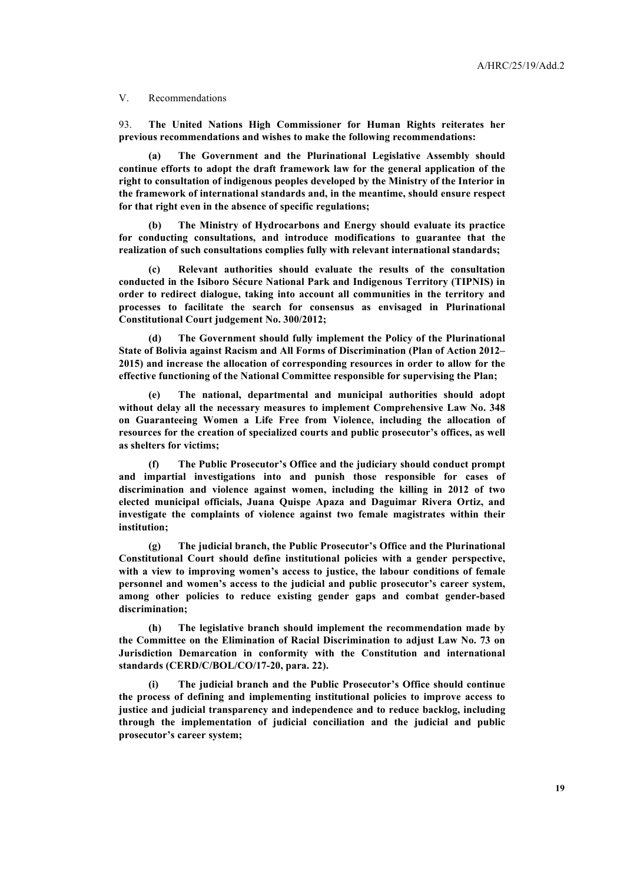## V. Recommendations

93. **The United Nations High Commissioner for Human Rights reiterates her previous recommendations and wishes to make the following recommendations:**

**(a) The Government and the Plurinational Legislative Assembly should continue efforts to adopt the draft framework law for the general application of the right to consultation of indigenous peoples developed by the Ministry of the Interior in the framework of international standards and, in the meantime, should ensure respect for that right even in the absence of specific regulations;**

**(b) The Ministry of Hydrocarbons and Energy should evaluate its practice for conducting consultations, and introduce modifications to guarantee that the realization of such consultations complies fully with relevant international standards;**

**(c) Relevant authorities should evaluate the results of the consultation conducted in the Isiboro Sécure National Park and Indigenous Territory (TIPNIS) in order to redirect dialogue, taking into account all communities in the territory and processes to facilitate the search for consensus as envisaged in Plurinational Constitutional Court judgement No. 300/2012;**

**(d) The Government should fully implement the Policy of the Plurinational State of Bolivia against Racism and All Forms of Discrimination (Plan of Action 2012–2015) and increase the allocation of corresponding resources in order to allow for the effective functioning of the National Committee responsible for supervising the Plan;**

**(e) The national, departmental and municipal authorities should adopt without delay all the necessary measures to implement Comprehensive Law No. 348 on Guaranteeing Women a Life Free from Violence, including the allocation of resources for the creation of specialized courts and public prosecutor's offices, as well as shelters for victims;**

**(f) The Public Prosecutor's Office and the judiciary should conduct prompt and impartial investigations into and punish those responsible for cases of discrimination and violence against women, including the killing in 2012 of two elected municipal officials, Juana Quispe Apaza and Daguimar Rivera Ortiz, and investigate the complaints of violence against two female magistrates within their institution;**

**(g) The judicial branch, the Public Prosecutor's Office and the Plurinational Constitutional Court should define institutional policies with a gender perspective, with a view to improving women's access to justice, the labour conditions of female personnel and women's access to the judicial and public prosecutor's career system, among other policies to reduce existing gender gaps and combat gender-based discrimination;**

**(h) The legislative branch should implement the recommendation made by the Committee on the Elimination of Racial Discrimination to adjust Law No. 73 on Jurisdiction Demarcation in conformity with the Constitution and international standards (CERD/C/BOL/CO/17-20, para. 22).**

**(i) The judicial branch and the Public Prosecutor's Office should continue the process of defining and implementing institutional policies to improve access to justice and judicial transparency and independence and to reduce backlog, including through the implementation of judicial conciliation and the judicial and public prosecutor's career system;**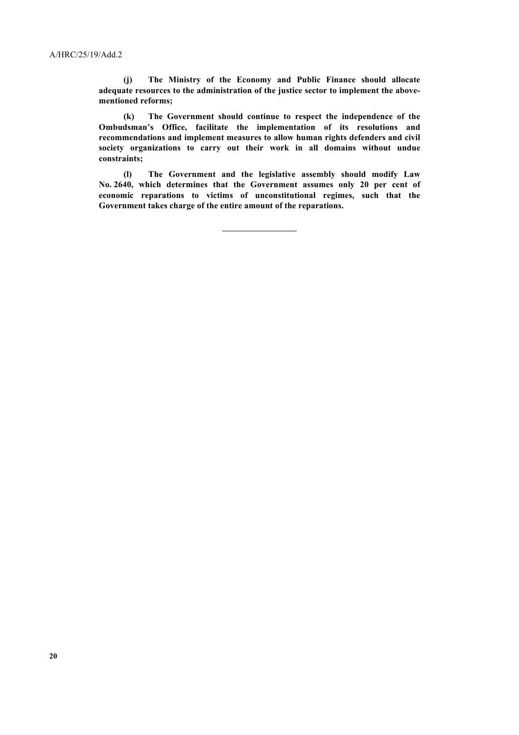**(j) The Ministry of the Economy and Public Finance should allocate adequate resources to the administration of the justice sector to implement the above-mentioned reforms;**

**(k) The Government should continue to respect the independence of the Ombudsman's Office, facilitate the implementation of its resolutions and recommendations and implement measures to allow human rights defenders and civil society organizations to carry out their work in all domains without undue constraints;**

**(l) The Government and the legislative assembly should modify Law No. 2640, which determines that the Government assumes only 20 per cent of economic reparations to victims of unconstitutional regimes, such that the Government takes charge of the entire amount of the reparations.**